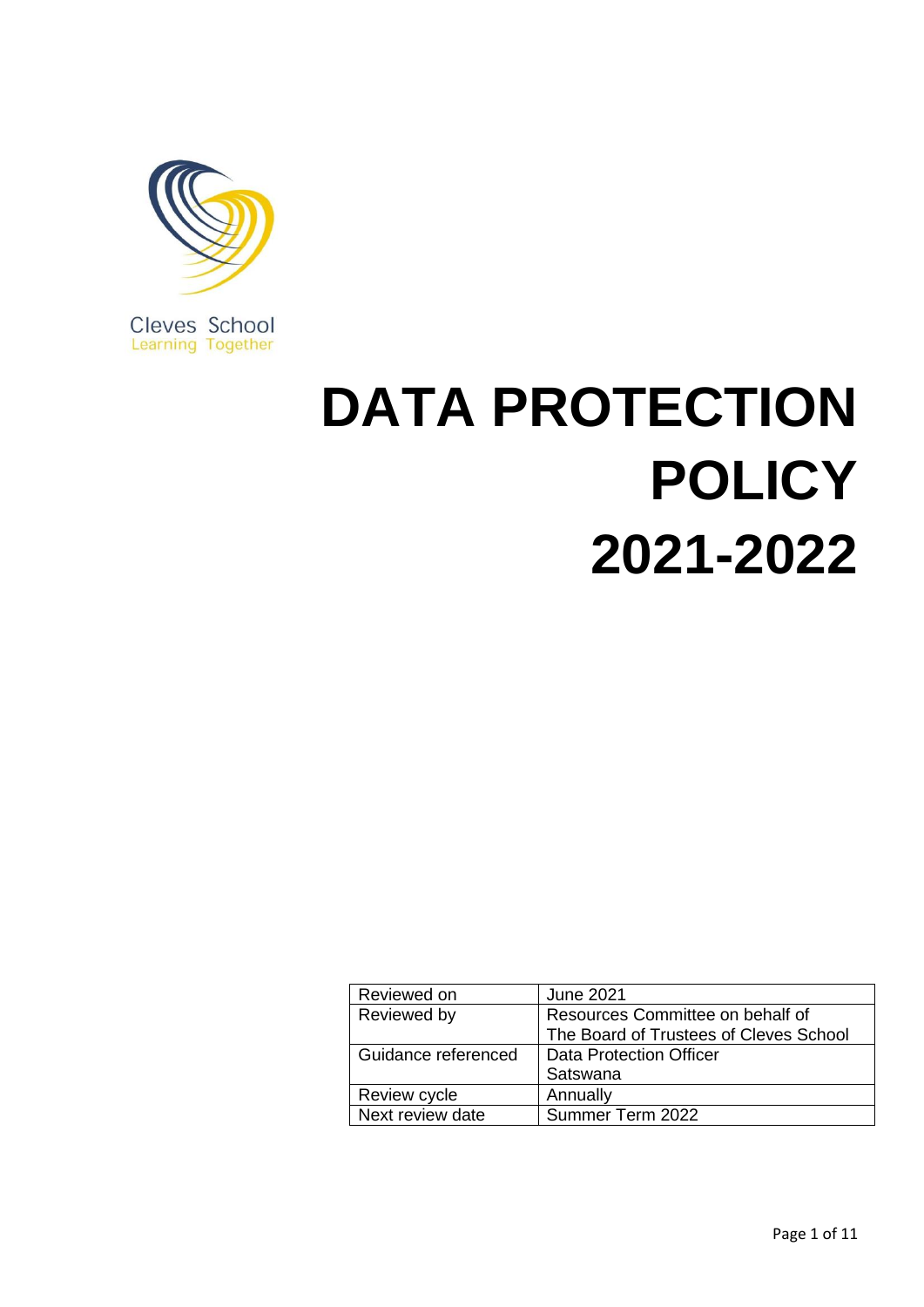Cleves School
Learning Together

# DATA PROTECTION POLICY 2021-2022

| Reviewed on | June 2021 |
| --- | --- |
| Reviewed by | Resources Committee on behalf of The Board of Trustees of Cleves School |
| Guidance referenced | Data Protection Officer Satswana |
| Review cycle | Annually |
| Next review date | Summer Term 2022 |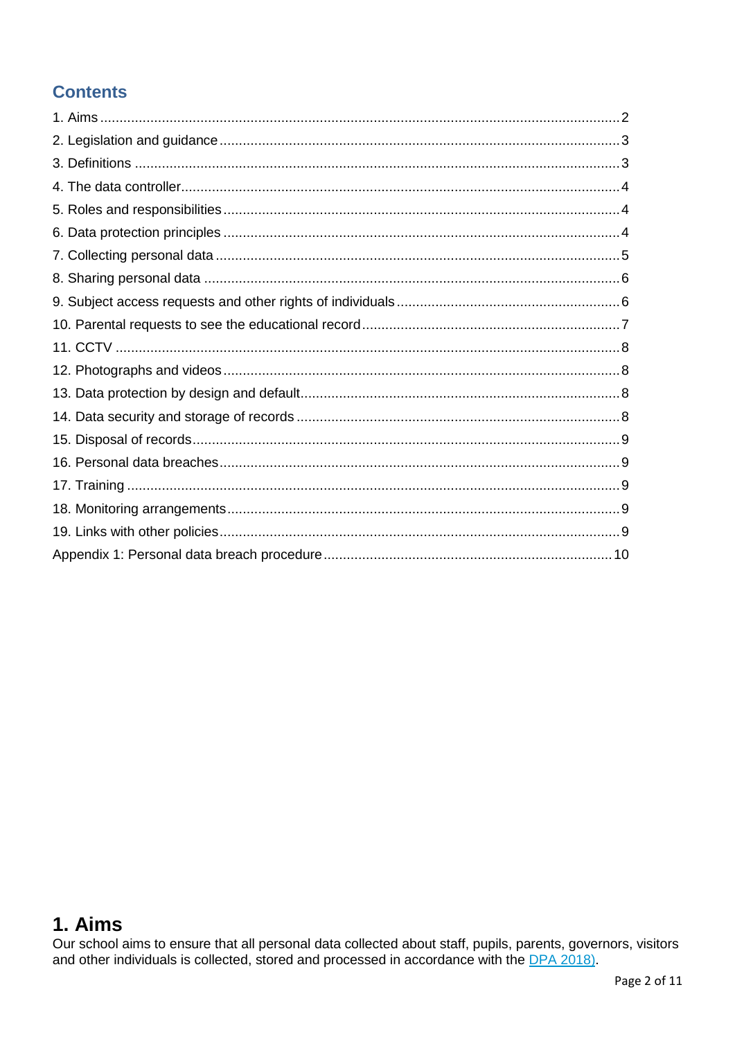## Contents

1. Aims ..... 2
2. Legislation and guidance ..... 3
3. Definitions ..... 3
4. The data controller ..... 4
5. Roles and responsibilities ..... 4
6. Data protection principles ..... 4
7. Collecting personal data ..... 5
8. Sharing personal data ..... 6
9. Subject access requests and other rights of individuals ..... 6
10. Parental requests to see the educational record ..... 7
11. CCTV ..... 8
12. Photographs and videos ..... 8
13. Data protection by design and default ..... 8
14. Data security and storage of records ..... 8
15. Disposal of records ..... 9
16. Personal data breaches ..... 9
17. Training ..... 9
18. Monitoring arrangements ..... 9
19. Links with other policies ..... 9

Appendix 1: Personal data breach procedure ..... 10

# 1. Aims

Our school aims to ensure that all personal data collected about staff, pupils, parents, governors, visitors and other individuals is collected, stored and processed in accordance with the DPA 2018).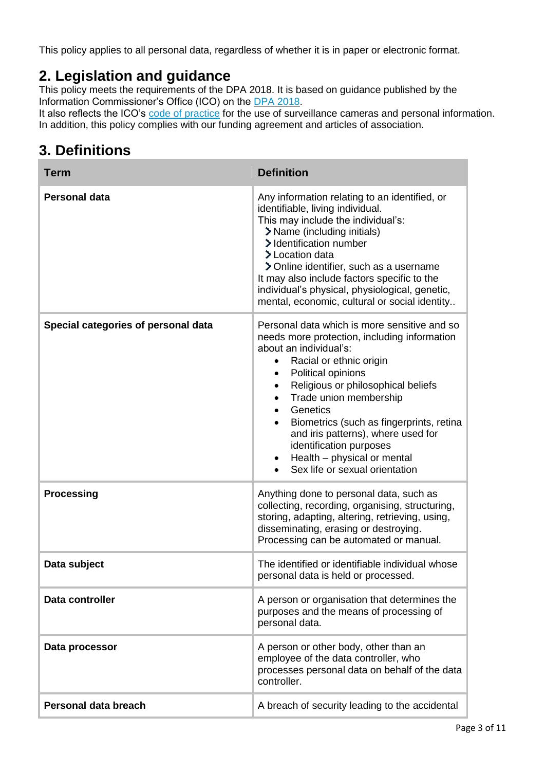This policy applies to all personal data, regardless of whether it is in paper or electronic format.

## 2. Legislation and guidance

This policy meets the requirements of the DPA 2018. It is based on guidance published by the Information Commissioner's Office (ICO) on the [DPA 2018](DPA 2018).

It also reflects the ICO's [code of practice](code of practice) for the use of surveillance cameras and personal information.

In addition, this policy complies with our funding agreement and articles of association.

## 3. Definitions

| Term | Definition |
| --- | --- |
| **Personal data** | Any information relating to an identified, or identifiable, living individual.<br>This may include the individual's:<br>› Name (including initials)<br>› Identification number<br>› Location data<br>› Online identifier, such as a username<br>It may also include factors specific to the individual's physical, physiological, genetic, mental, economic, cultural or social identity.. |
| **Special categories of personal data** | Personal data which is more sensitive and so needs more protection, including information about an individual's:<br>• Racial or ethnic origin<br>• Political opinions<br>• Religious or philosophical beliefs<br>• Trade union membership<br>• Genetics<br>• Biometrics (such as fingerprints, retina and iris patterns), where used for identification purposes<br>• Health – physical or mental<br>• Sex life or sexual orientation |
| **Processing** | Anything done to personal data, such as collecting, recording, organising, structuring, storing, adapting, altering, retrieving, using, disseminating, erasing or destroying.<br>Processing can be automated or manual. |
| **Data subject** | The identified or identifiable individual whose personal data is held or processed. |
| **Data controller** | A person or organisation that determines the purposes and the means of processing of personal data. |
| **Data processor** | A person or other body, other than an employee of the data controller, who processes personal data on behalf of the data controller. |
| **Personal data breach** | A breach of security leading to the accidental |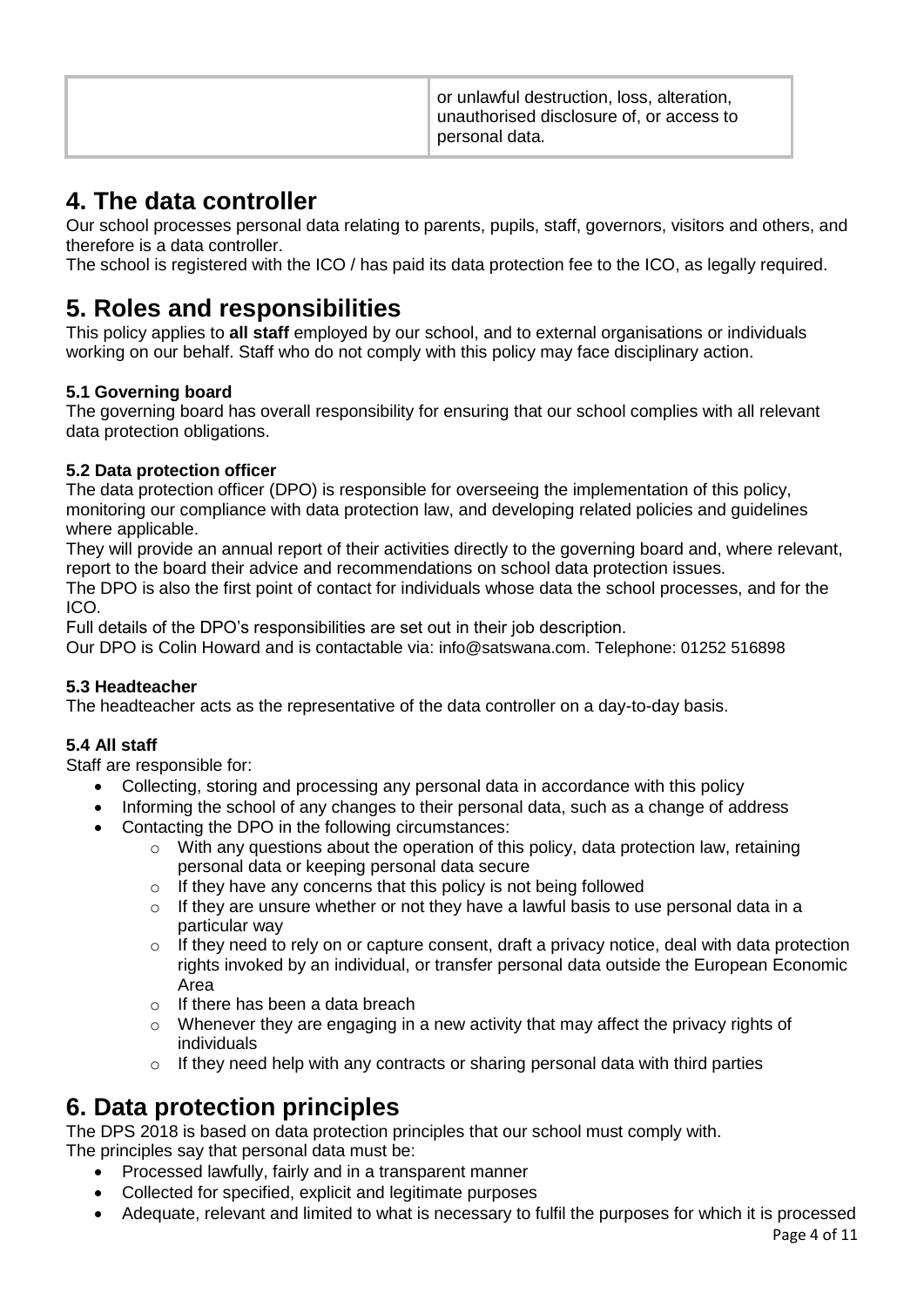|  | or unlawful destruction, loss, alteration, unauthorised disclosure of, or access to personal data. |
| --- | --- |

# 4. The data controller

Our school processes personal data relating to parents, pupils, staff, governors, visitors and others, and therefore is a data controller.

The school is registered with the ICO / has paid its data protection fee to the ICO, as legally required.

# 5. Roles and responsibilities

This policy applies to **all staff** employed by our school, and to external organisations or individuals working on our behalf. Staff who do not comply with this policy may face disciplinary action.

### 5.1 Governing board

The governing board has overall responsibility for ensuring that our school complies with all relevant data protection obligations.

### 5.2 Data protection officer

The data protection officer (DPO) is responsible for overseeing the implementation of this policy, monitoring our compliance with data protection law, and developing related policies and guidelines where applicable.

They will provide an annual report of their activities directly to the governing board and, where relevant, report to the board their advice and recommendations on school data protection issues.

The DPO is also the first point of contact for individuals whose data the school processes, and for the ICO.

Full details of the DPO's responsibilities are set out in their job description.

Our DPO is Colin Howard and is contactable via: info@satswana.com. Telephone: 01252 516898

### 5.3 Headteacher

The headteacher acts as the representative of the data controller on a day-to-day basis.

### 5.4 All staff

Staff are responsible for:

- Collecting, storing and processing any personal data in accordance with this policy
- Informing the school of any changes to their personal data, such as a change of address
- Contacting the DPO in the following circumstances:
  - With any questions about the operation of this policy, data protection law, retaining personal data or keeping personal data secure
  - If they have any concerns that this policy is not being followed
  - If they are unsure whether or not they have a lawful basis to use personal data in a particular way
  - If they need to rely on or capture consent, draft a privacy notice, deal with data protection rights invoked by an individual, or transfer personal data outside the European Economic Area
  - If there has been a data breach
  - Whenever they are engaging in a new activity that may affect the privacy rights of individuals
  - If they need help with any contracts or sharing personal data with third parties

# 6. Data protection principles

The DPS 2018 is based on data protection principles that our school must comply with.

The principles say that personal data must be:

- Processed lawfully, fairly and in a transparent manner
- Collected for specified, explicit and legitimate purposes
- Adequate, relevant and limited to what is necessary to fulfil the purposes for which it is processed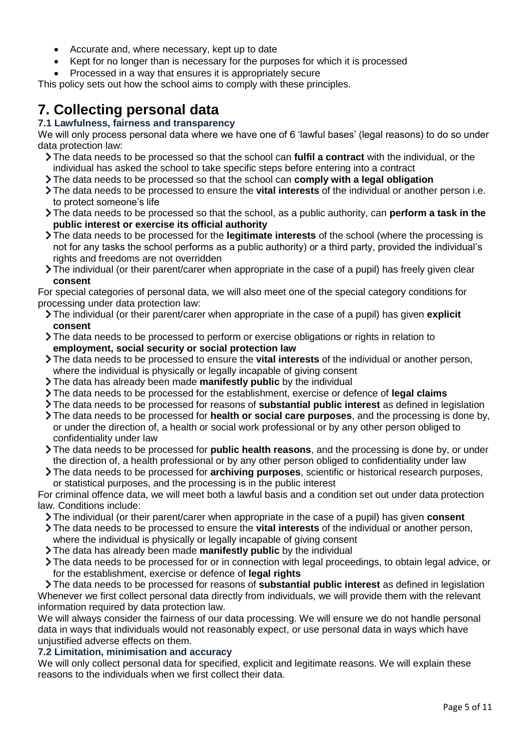- Accurate and, where necessary, kept up to date
- Kept for no longer than is necessary for the purposes for which it is processed
- Processed in a way that ensures it is appropriately secure

This policy sets out how the school aims to comply with these principles.

# 7. Collecting personal data

### 7.1 Lawfulness, fairness and transparency

We will only process personal data where we have one of 6 'lawful bases' (legal reasons) to do so under data protection law:

- The data needs to be processed so that the school can **fulfil a contract** with the individual, or the individual has asked the school to take specific steps before entering into a contract
- The data needs to be processed so that the school can **comply with a legal obligation**
- The data needs to be processed to ensure the **vital interests** of the individual or another person i.e. to protect someone's life
- The data needs to be processed so that the school, as a public authority, can **perform a task in the public interest or exercise its official authority**
- The data needs to be processed for the **legitimate interests** of the school (where the processing is not for any tasks the school performs as a public authority) or a third party, provided the individual's rights and freedoms are not overridden
- The individual (or their parent/carer when appropriate in the case of a pupil) has freely given clear **consent**

For special categories of personal data, we will also meet one of the special category conditions for processing under data protection law:

- The individual (or their parent/carer when appropriate in the case of a pupil) has given **explicit consent**
- The data needs to be processed to perform or exercise obligations or rights in relation to **employment, social security or social protection law**
- The data needs to be processed to ensure the **vital interests** of the individual or another person, where the individual is physically or legally incapable of giving consent
- The data has already been made **manifestly public** by the individual
- The data needs to be processed for the establishment, exercise or defence of **legal claims**
- The data needs to be processed for reasons of **substantial public interest** as defined in legislation
- The data needs to be processed for **health or social care purposes**, and the processing is done by, or under the direction of, a health or social work professional or by any other person obliged to confidentiality under law
- The data needs to be processed for **public health reasons**, and the processing is done by, or under the direction of, a health professional or by any other person obliged to confidentiality under law
- The data needs to be processed for **archiving purposes**, scientific or historical research purposes, or statistical purposes, and the processing is in the public interest

For criminal offence data, we will meet both a lawful basis and a condition set out under data protection law. Conditions include:

- The individual (or their parent/carer when appropriate in the case of a pupil) has given **consent**
- The data needs to be processed to ensure the **vital interests** of the individual or another person, where the individual is physically or legally incapable of giving consent
- The data has already been made **manifestly public** by the individual
- The data needs to be processed for or in connection with legal proceedings, to obtain legal advice, or for the establishment, exercise or defence of **legal rights**
- The data needs to be processed for reasons of **substantial public interest** as defined in legislation

Whenever we first collect personal data directly from individuals, we will provide them with the relevant information required by data protection law.

We will always consider the fairness of our data processing. We will ensure we do not handle personal data in ways that individuals would not reasonably expect, or use personal data in ways which have unjustified adverse effects on them.

### 7.2 Limitation, minimisation and accuracy

We will only collect personal data for specified, explicit and legitimate reasons. We will explain these reasons to the individuals when we first collect their data.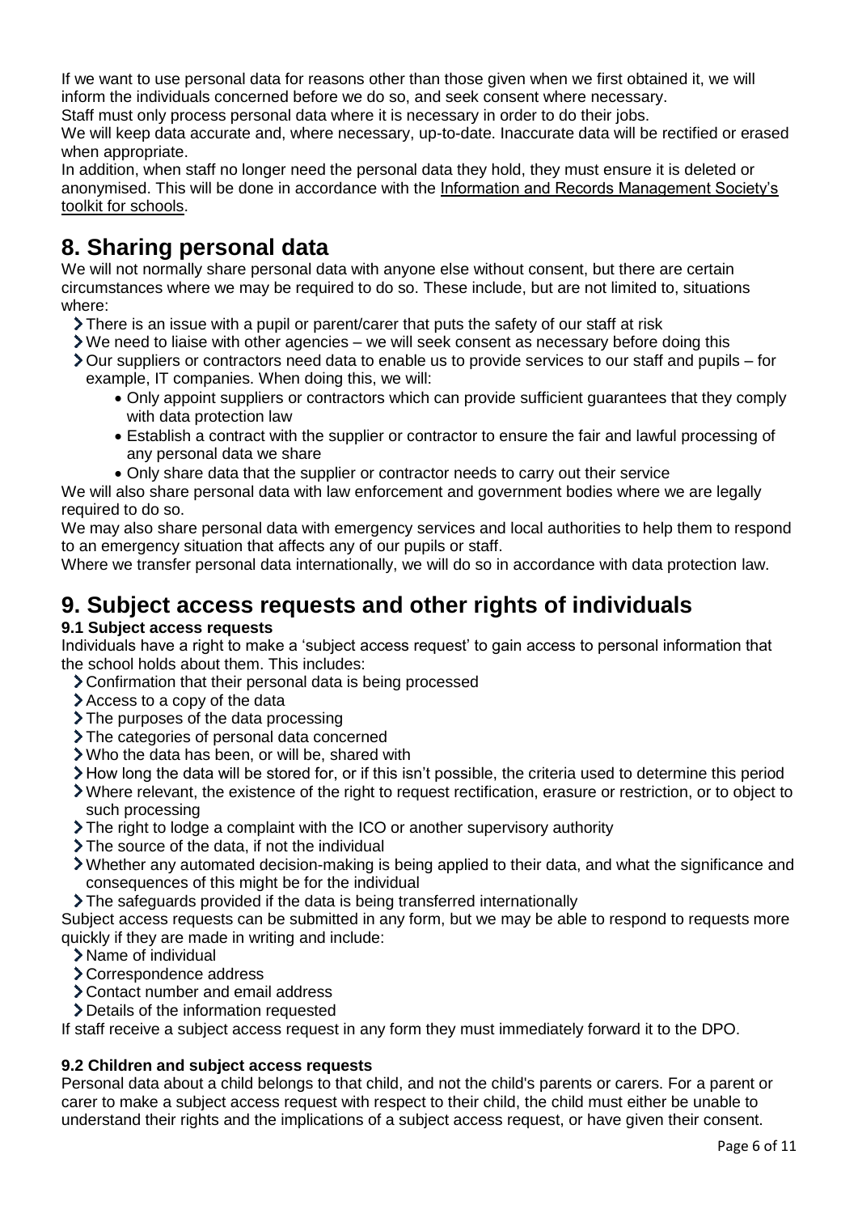If we want to use personal data for reasons other than those given when we first obtained it, we will inform the individuals concerned before we do so, and seek consent where necessary.

Staff must only process personal data where it is necessary in order to do their jobs.

We will keep data accurate and, where necessary, up-to-date. Inaccurate data will be rectified or erased when appropriate.

In addition, when staff no longer need the personal data they hold, they must ensure it is deleted or anonymised. This will be done in accordance with the Information and Records Management Society's toolkit for schools.

# 8. Sharing personal data

We will not normally share personal data with anyone else without consent, but there are certain circumstances where we may be required to do so. These include, but are not limited to, situations where:

- There is an issue with a pupil or parent/carer that puts the safety of our staff at risk
- We need to liaise with other agencies – we will seek consent as necessary before doing this
- Our suppliers or contractors need data to enable us to provide services to our staff and pupils – for example, IT companies. When doing this, we will:
  - Only appoint suppliers or contractors which can provide sufficient guarantees that they comply with data protection law
  - Establish a contract with the supplier or contractor to ensure the fair and lawful processing of any personal data we share
  - Only share data that the supplier or contractor needs to carry out their service

We will also share personal data with law enforcement and government bodies where we are legally required to do so.

We may also share personal data with emergency services and local authorities to help them to respond to an emergency situation that affects any of our pupils or staff.

Where we transfer personal data internationally, we will do so in accordance with data protection law.

# 9. Subject access requests and other rights of individuals

### 9.1 Subject access requests

Individuals have a right to make a 'subject access request' to gain access to personal information that the school holds about them. This includes:

- Confirmation that their personal data is being processed
- Access to a copy of the data
- The purposes of the data processing
- The categories of personal data concerned
- Who the data has been, or will be, shared with
- How long the data will be stored for, or if this isn't possible, the criteria used to determine this period
- Where relevant, the existence of the right to request rectification, erasure or restriction, or to object to such processing
- The right to lodge a complaint with the ICO or another supervisory authority
- The source of the data, if not the individual
- Whether any automated decision-making is being applied to their data, and what the significance and consequences of this might be for the individual
- The safeguards provided if the data is being transferred internationally

Subject access requests can be submitted in any form, but we may be able to respond to requests more quickly if they are made in writing and include:

- Name of individual
- Correspondence address
- Contact number and email address
- Details of the information requested

If staff receive a subject access request in any form they must immediately forward it to the DPO.

### 9.2 Children and subject access requests

Personal data about a child belongs to that child, and not the child's parents or carers. For a parent or carer to make a subject access request with respect to their child, the child must either be unable to understand their rights and the implications of a subject access request, or have given their consent.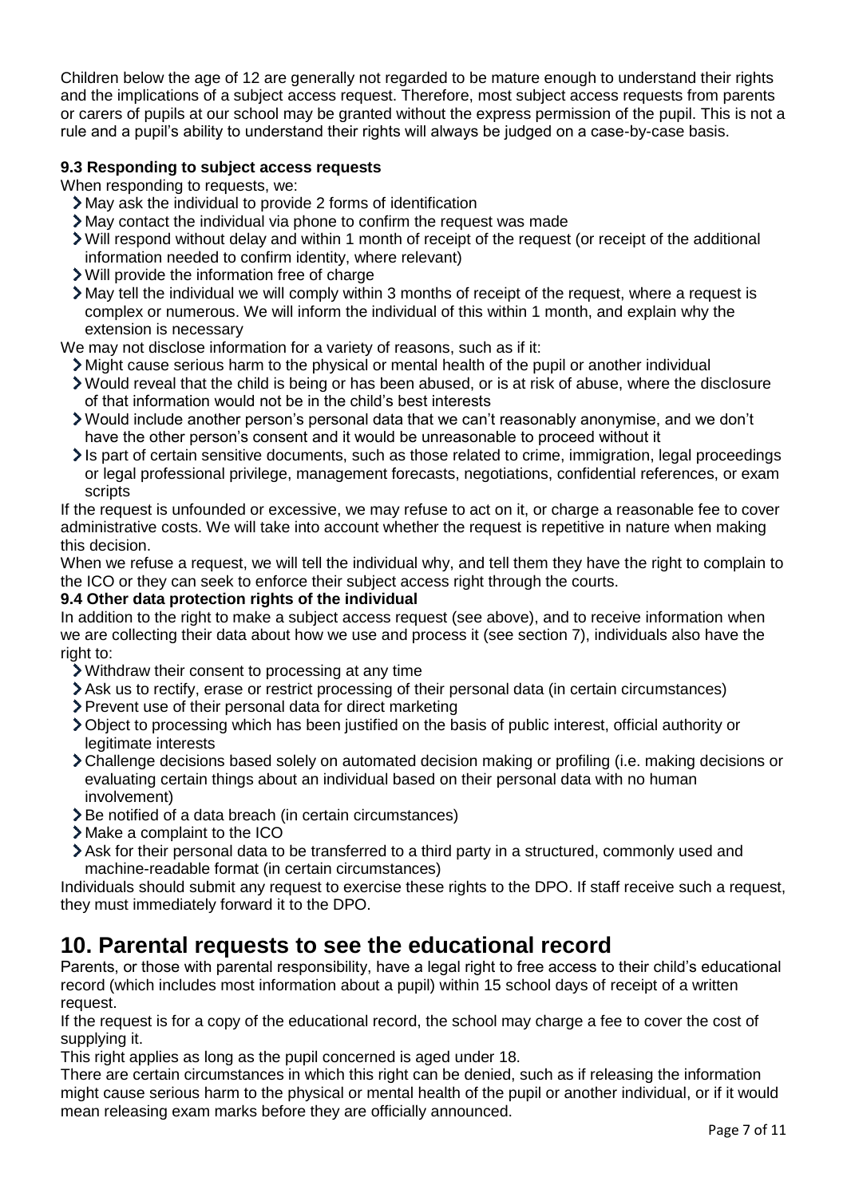Children below the age of 12 are generally not regarded to be mature enough to understand their rights and the implications of a subject access request. Therefore, most subject access requests from parents or carers of pupils at our school may be granted without the express permission of the pupil. This is not a rule and a pupil's ability to understand their rights will always be judged on a case-by-case basis.

### 9.3 Responding to subject access requests

When responding to requests, we:

- May ask the individual to provide 2 forms of identification
- May contact the individual via phone to confirm the request was made
- Will respond without delay and within 1 month of receipt of the request (or receipt of the additional information needed to confirm identity, where relevant)
- Will provide the information free of charge
- May tell the individual we will comply within 3 months of receipt of the request, where a request is complex or numerous. We will inform the individual of this within 1 month, and explain why the extension is necessary

We may not disclose information for a variety of reasons, such as if it:

- Might cause serious harm to the physical or mental health of the pupil or another individual
- Would reveal that the child is being or has been abused, or is at risk of abuse, where the disclosure of that information would not be in the child's best interests
- Would include another person's personal data that we can't reasonably anonymise, and we don't have the other person's consent and it would be unreasonable to proceed without it
- Is part of certain sensitive documents, such as those related to crime, immigration, legal proceedings or legal professional privilege, management forecasts, negotiations, confidential references, or exam scripts

If the request is unfounded or excessive, we may refuse to act on it, or charge a reasonable fee to cover administrative costs. We will take into account whether the request is repetitive in nature when making this decision.

When we refuse a request, we will tell the individual why, and tell them they have the right to complain to the ICO or they can seek to enforce their subject access right through the courts.

### 9.4 Other data protection rights of the individual

In addition to the right to make a subject access request (see above), and to receive information when we are collecting their data about how we use and process it (see section 7), individuals also have the right to:

- Withdraw their consent to processing at any time
- Ask us to rectify, erase or restrict processing of their personal data (in certain circumstances)
- Prevent use of their personal data for direct marketing
- Object to processing which has been justified on the basis of public interest, official authority or legitimate interests
- Challenge decisions based solely on automated decision making or profiling (i.e. making decisions or evaluating certain things about an individual based on their personal data with no human involvement)
- Be notified of a data breach (in certain circumstances)
- Make a complaint to the ICO
- Ask for their personal data to be transferred to a third party in a structured, commonly used and machine-readable format (in certain circumstances)

Individuals should submit any request to exercise these rights to the DPO. If staff receive such a request, they must immediately forward it to the DPO.

## 10. Parental requests to see the educational record

Parents, or those with parental responsibility, have a legal right to free access to their child's educational record (which includes most information about a pupil) within 15 school days of receipt of a written request.

If the request is for a copy of the educational record, the school may charge a fee to cover the cost of supplying it.

This right applies as long as the pupil concerned is aged under 18.

There are certain circumstances in which this right can be denied, such as if releasing the information might cause serious harm to the physical or mental health of the pupil or another individual, or if it would mean releasing exam marks before they are officially announced.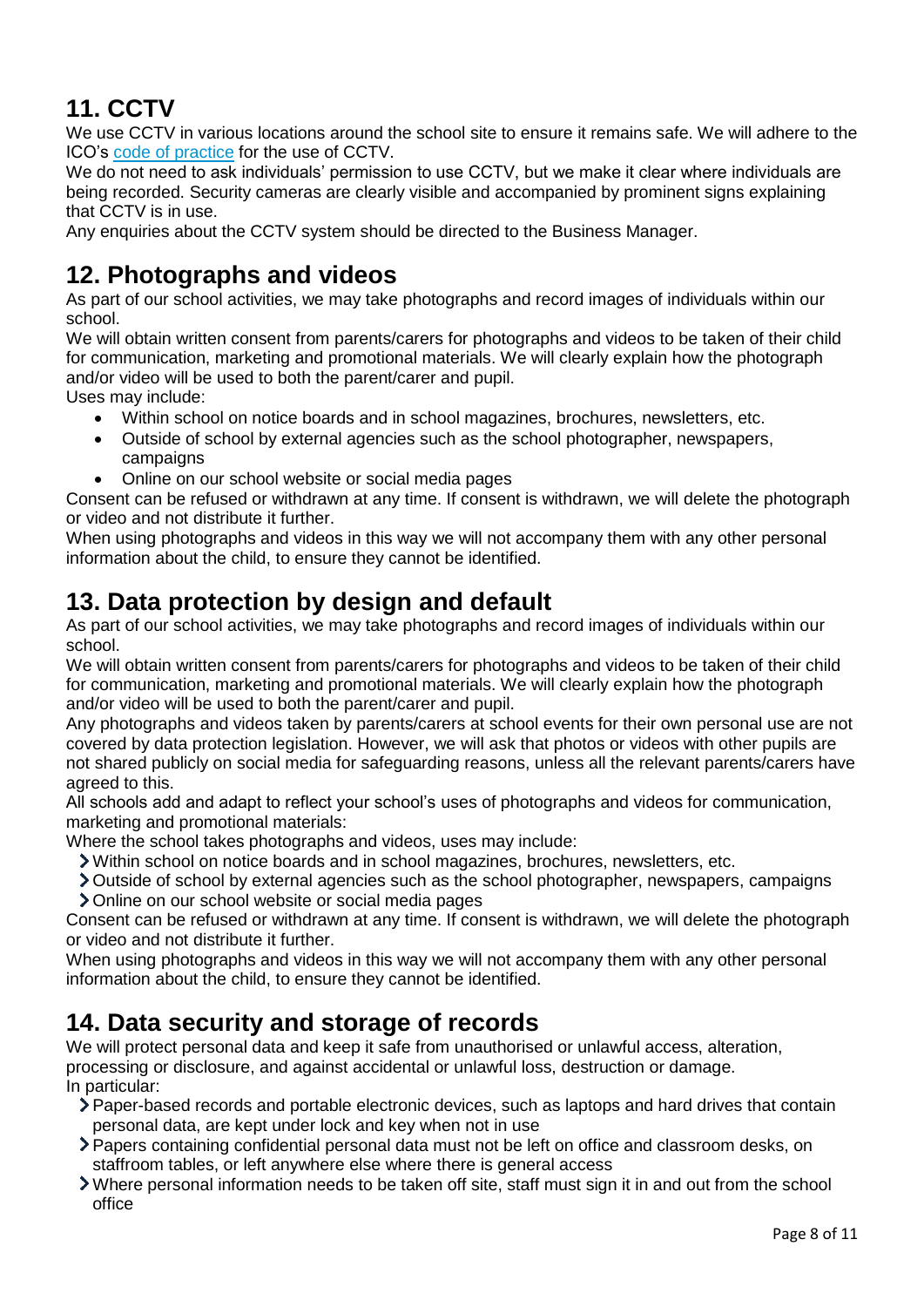## 11. CCTV

We use CCTV in various locations around the school site to ensure it remains safe. We will adhere to the ICO's [code of practice](#) for the use of CCTV.

We do not need to ask individuals' permission to use CCTV, but we make it clear where individuals are being recorded. Security cameras are clearly visible and accompanied by prominent signs explaining that CCTV is in use.

Any enquiries about the CCTV system should be directed to the Business Manager.

## 12. Photographs and videos

As part of our school activities, we may take photographs and record images of individuals within our school.

We will obtain written consent from parents/carers for photographs and videos to be taken of their child for communication, marketing and promotional materials. We will clearly explain how the photograph and/or video will be used to both the parent/carer and pupil.

Uses may include:

- Within school on notice boards and in school magazines, brochures, newsletters, etc.
- Outside of school by external agencies such as the school photographer, newspapers, campaigns
- Online on our school website or social media pages

Consent can be refused or withdrawn at any time. If consent is withdrawn, we will delete the photograph or video and not distribute it further.

When using photographs and videos in this way we will not accompany them with any other personal information about the child, to ensure they cannot be identified.

## 13. Data protection by design and default

As part of our school activities, we may take photographs and record images of individuals within our school.

We will obtain written consent from parents/carers for photographs and videos to be taken of their child for communication, marketing and promotional materials. We will clearly explain how the photograph and/or video will be used to both the parent/carer and pupil.

Any photographs and videos taken by parents/carers at school events for their own personal use are not covered by data protection legislation. However, we will ask that photos or videos with other pupils are not shared publicly on social media for safeguarding reasons, unless all the relevant parents/carers have agreed to this.

All schools add and adapt to reflect your school's uses of photographs and videos for communication, marketing and promotional materials:

Where the school takes photographs and videos, uses may include:

- Within school on notice boards and in school magazines, brochures, newsletters, etc.
- Outside of school by external agencies such as the school photographer, newspapers, campaigns
- Online on our school website or social media pages

Consent can be refused or withdrawn at any time. If consent is withdrawn, we will delete the photograph or video and not distribute it further.

When using photographs and videos in this way we will not accompany them with any other personal information about the child, to ensure they cannot be identified.

## 14. Data security and storage of records

We will protect personal data and keep it safe from unauthorised or unlawful access, alteration, processing or disclosure, and against accidental or unlawful loss, destruction or damage.

In particular:

- Paper-based records and portable electronic devices, such as laptops and hard drives that contain personal data, are kept under lock and key when not in use
- Papers containing confidential personal data must not be left on office and classroom desks, on staffroom tables, or left anywhere else where there is general access
- Where personal information needs to be taken off site, staff must sign it in and out from the school office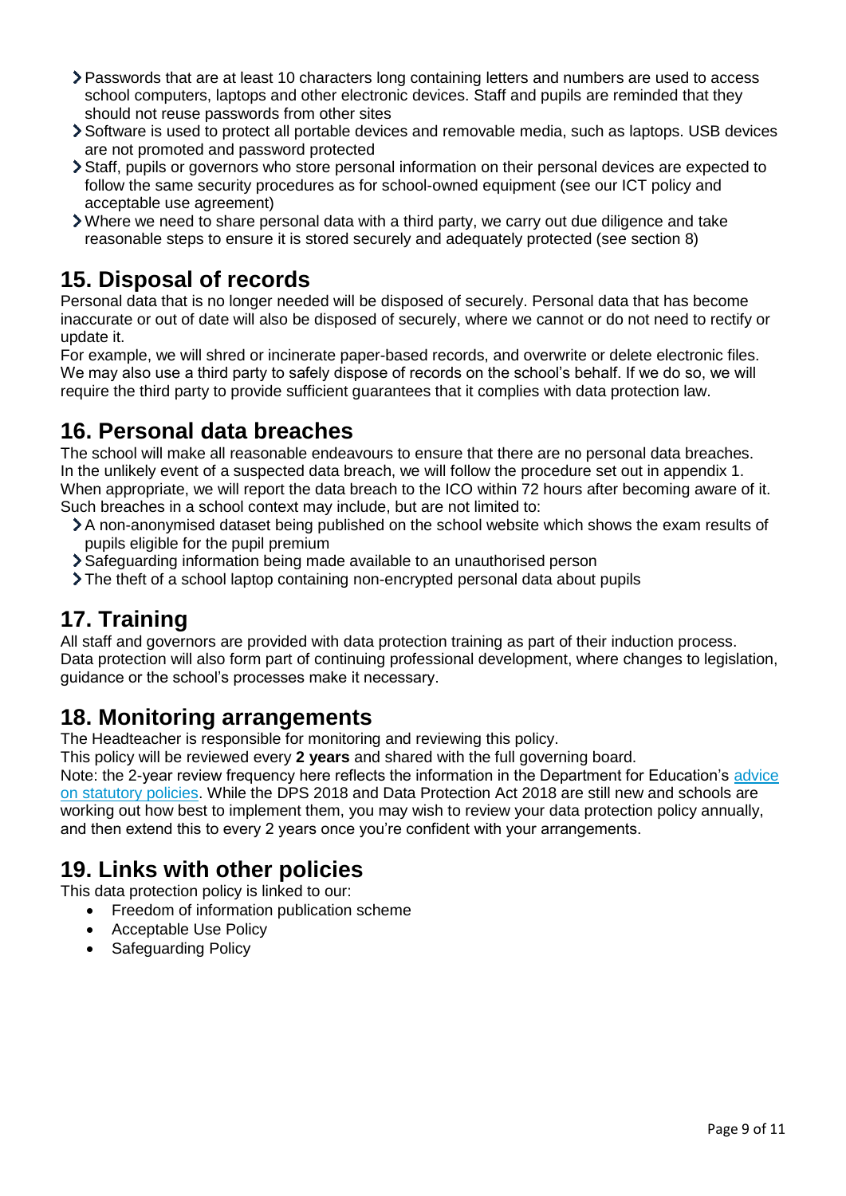- Passwords that are at least 10 characters long containing letters and numbers are used to access school computers, laptops and other electronic devices. Staff and pupils are reminded that they should not reuse passwords from other sites
- Software is used to protect all portable devices and removable media, such as laptops. USB devices are not promoted and password protected
- Staff, pupils or governors who store personal information on their personal devices are expected to follow the same security procedures as for school-owned equipment (see our ICT policy and acceptable use agreement)
- Where we need to share personal data with a third party, we carry out due diligence and take reasonable steps to ensure it is stored securely and adequately protected (see section 8)

## 15. Disposal of records

Personal data that is no longer needed will be disposed of securely. Personal data that has become inaccurate or out of date will also be disposed of securely, where we cannot or do not need to rectify or update it.

For example, we will shred or incinerate paper-based records, and overwrite or delete electronic files. We may also use a third party to safely dispose of records on the school's behalf. If we do so, we will require the third party to provide sufficient guarantees that it complies with data protection law.

## 16. Personal data breaches

The school will make all reasonable endeavours to ensure that there are no personal data breaches.

In the unlikely event of a suspected data breach, we will follow the procedure set out in appendix 1.

When appropriate, we will report the data breach to the ICO within 72 hours after becoming aware of it. Such breaches in a school context may include, but are not limited to:

- A non-anonymised dataset being published on the school website which shows the exam results of pupils eligible for the pupil premium
- Safeguarding information being made available to an unauthorised person
- The theft of a school laptop containing non-encrypted personal data about pupils

## 17. Training

All staff and governors are provided with data protection training as part of their induction process.

Data protection will also form part of continuing professional development, where changes to legislation, guidance or the school's processes make it necessary.

## 18. Monitoring arrangements

The Headteacher is responsible for monitoring and reviewing this policy.

This policy will be reviewed every **2 years** and shared with the full governing board.

Note: the 2-year review frequency here reflects the information in the Department for Education's advice on statutory policies. While the DPS 2018 and Data Protection Act 2018 are still new and schools are working out how best to implement them, you may wish to review your data protection policy annually, and then extend this to every 2 years once you're confident with your arrangements.

## 19. Links with other policies

This data protection policy is linked to our:

- Freedom of information publication scheme
- Acceptable Use Policy
- Safeguarding Policy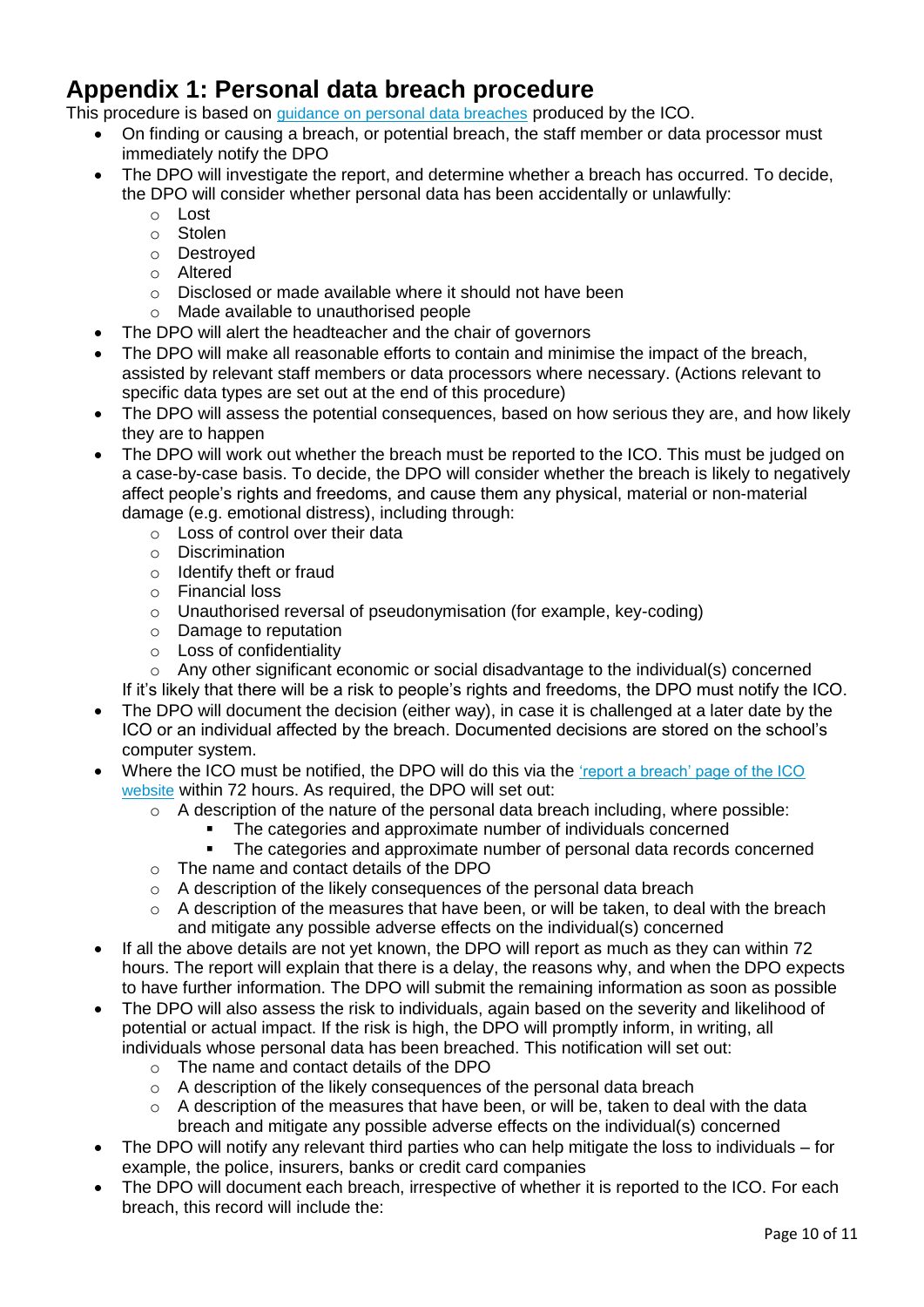## Appendix 1: Personal data breach procedure

This procedure is based on [guidance on personal data breaches](#) produced by the ICO.

- On finding or causing a breach, or potential breach, the staff member or data processor must immediately notify the DPO
- The DPO will investigate the report, and determine whether a breach has occurred. To decide, the DPO will consider whether personal data has been accidentally or unlawfully:
    - Lost
    - Stolen
    - Destroyed
    - Altered
    - Disclosed or made available where it should not have been
    - Made available to unauthorised people
- The DPO will alert the headteacher and the chair of governors
- The DPO will make all reasonable efforts to contain and minimise the impact of the breach, assisted by relevant staff members or data processors where necessary. (Actions relevant to specific data types are set out at the end of this procedure)
- The DPO will assess the potential consequences, based on how serious they are, and how likely they are to happen
- The DPO will work out whether the breach must be reported to the ICO. This must be judged on a case-by-case basis. To decide, the DPO will consider whether the breach is likely to negatively affect people's rights and freedoms, and cause them any physical, material or non-material damage (e.g. emotional distress), including through:
    - Loss of control over their data
    - Discrimination
    - Identify theft or fraud
    - Financial loss
    - Unauthorised reversal of pseudonymisation (for example, key-coding)
    - Damage to reputation
    - Loss of confidentiality
    - Any other significant economic or social disadvantage to the individual(s) concerned

  If it's likely that there will be a risk to people's rights and freedoms, the DPO must notify the ICO.
- The DPO will document the decision (either way), in case it is challenged at a later date by the ICO or an individual affected by the breach. Documented decisions are stored on the school's computer system.
- Where the ICO must be notified, the DPO will do this via the ['report a breach' page of the ICO website](#) within 72 hours. As required, the DPO will set out:
    - A description of the nature of the personal data breach including, where possible:
        - The categories and approximate number of individuals concerned
        - The categories and approximate number of personal data records concerned
    - The name and contact details of the DPO
    - A description of the likely consequences of the personal data breach
    - A description of the measures that have been, or will be taken, to deal with the breach and mitigate any possible adverse effects on the individual(s) concerned
- If all the above details are not yet known, the DPO will report as much as they can within 72 hours. The report will explain that there is a delay, the reasons why, and when the DPO expects to have further information. The DPO will submit the remaining information as soon as possible
- The DPO will also assess the risk to individuals, again based on the severity and likelihood of potential or actual impact. If the risk is high, the DPO will promptly inform, in writing, all individuals whose personal data has been breached. This notification will set out:
    - The name and contact details of the DPO
    - A description of the likely consequences of the personal data breach
    - A description of the measures that have been, or will be, taken to deal with the data breach and mitigate any possible adverse effects on the individual(s) concerned
- The DPO will notify any relevant third parties who can help mitigate the loss to individuals – for example, the police, insurers, banks or credit card companies
- The DPO will document each breach, irrespective of whether it is reported to the ICO. For each breach, this record will include the: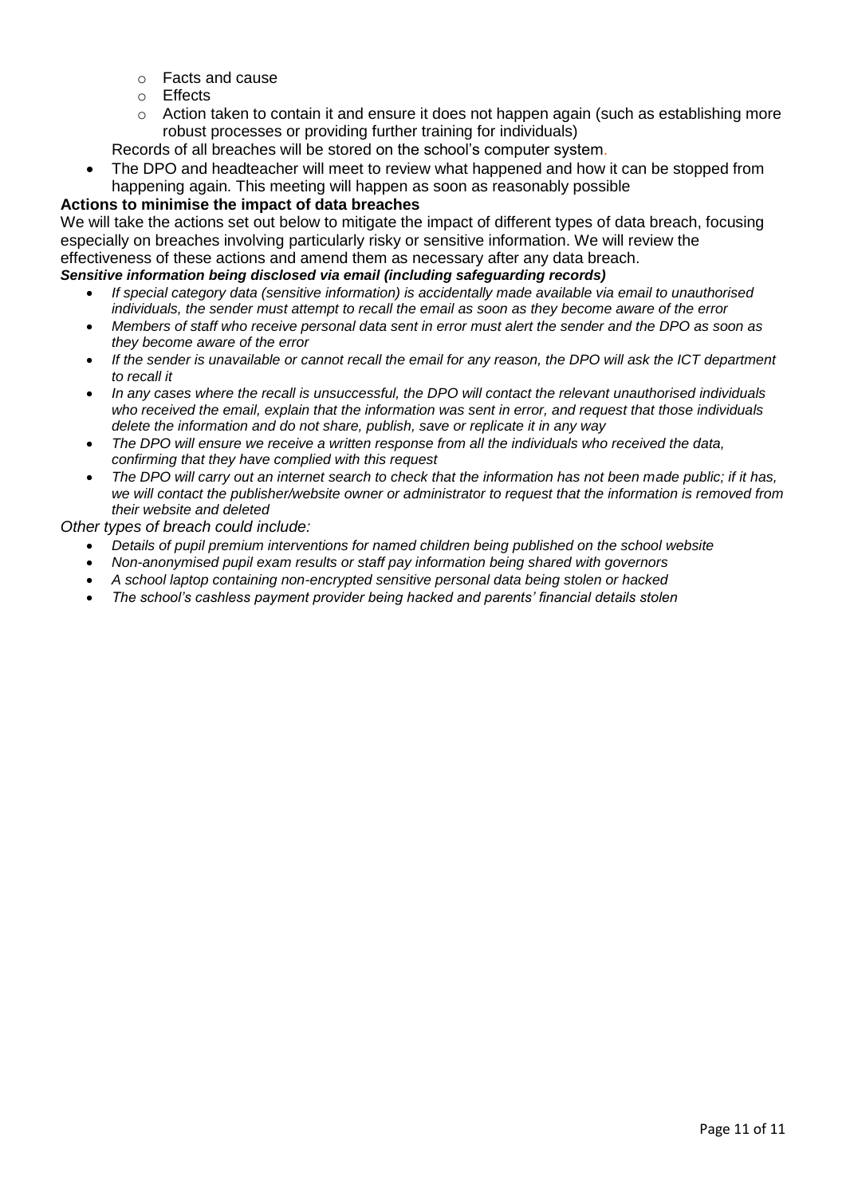- Facts and cause
  - Effects
  - Action taken to contain it and ensure it does not happen again (such as establishing more robust processes or providing further training for individuals)

  Records of all breaches will be stored on the school's computer system.

- The DPO and headteacher will meet to review what happened and how it can be stopped from happening again. This meeting will happen as soon as reasonably possible

**Actions to minimise the impact of data breaches**

We will take the actions set out below to mitigate the impact of different types of data breach, focusing especially on breaches involving particularly risky or sensitive information. We will review the effectiveness of these actions and amend them as necessary after any data breach.

***Sensitive information being disclosed via email (including safeguarding records)***

- *If special category data (sensitive information) is accidentally made available via email to unauthorised individuals, the sender must attempt to recall the email as soon as they become aware of the error*
- *Members of staff who receive personal data sent in error must alert the sender and the DPO as soon as they become aware of the error*
- *If the sender is unavailable or cannot recall the email for any reason, the DPO will ask the ICT department to recall it*
- *In any cases where the recall is unsuccessful, the DPO will contact the relevant unauthorised individuals who received the email, explain that the information was sent in error, and request that those individuals delete the information and do not share, publish, save or replicate it in any way*
- *The DPO will ensure we receive a written response from all the individuals who received the data, confirming that they have complied with this request*
- *The DPO will carry out an internet search to check that the information has not been made public; if it has, we will contact the publisher/website owner or administrator to request that the information is removed from their website and deleted*

*Other types of breach could include:*

- *Details of pupil premium interventions for named children being published on the school website*
- *Non-anonymised pupil exam results or staff pay information being shared with governors*
- *A school laptop containing non-encrypted sensitive personal data being stolen or hacked*
- *The school's cashless payment provider being hacked and parents' financial details stolen*